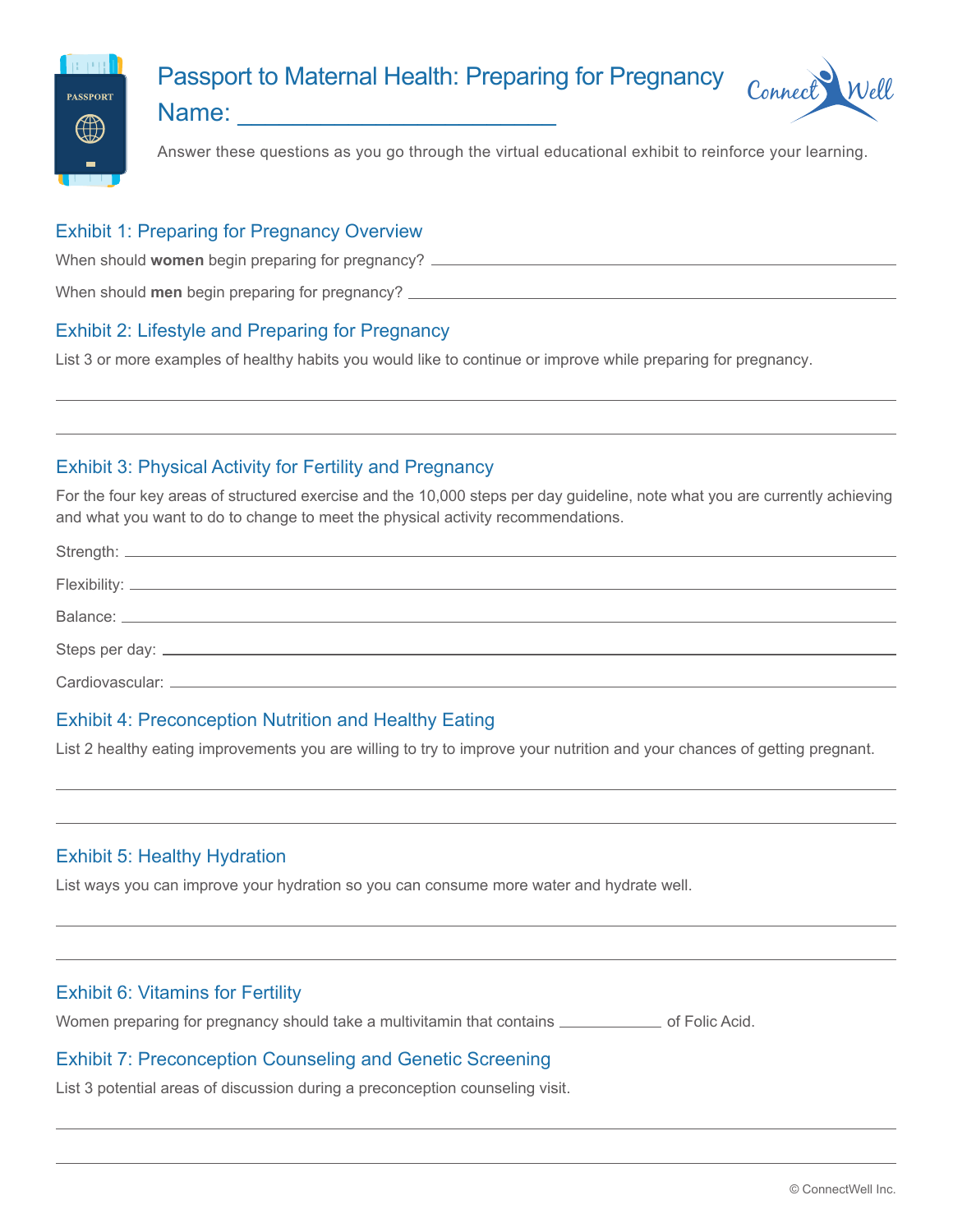# Passport to Maternal Health: Preparing for Pregnancy

Name: ________________________

Answer these questions as you go through the virtual educational exhibit to reinforce your learning.

## Exhibit 1: Preparing for Pregnancy Overview

When should **women** begin preparing for pregnancy? ________________________

When should **men** begin preparing for pregnancy? ________________________

## Exhibit 2: Lifestyle and Preparing for Pregnancy

List 3 or more examples of healthy habits you would like to continue or improve while preparing for pregnancy.

________________________

________________________

## Exhibit 3: Physical Activity for Fertility and Pregnancy

For the four key areas of structured exercise and the 10,000 steps per day guideline, note what you are currently achieving and what you want to do to change to meet the physical activity recommendations.

Strength: ________________________

Flexibility: ________________________

Balance: ________________________

Steps per day: ________________________

Cardiovascular: ________________________

## Exhibit 4: Preconception Nutrition and Healthy Eating

List 2 healthy eating improvements you are willing to try to improve your nutrition and your chances of getting pregnant.

________________________

________________________

## Exhibit 5: Healthy Hydration

List ways you can improve your hydration so you can consume more water and hydrate well.

________________________

________________________

## Exhibit 6: Vitamins for Fertility

Women preparing for pregnancy should take a multivitamin that contains ____________ of Folic Acid.

## Exhibit 7: Preconception Counseling and Genetic Screening

List 3 potential areas of discussion during a preconception counseling visit.

________________________

________________________

© ConnectWell Inc.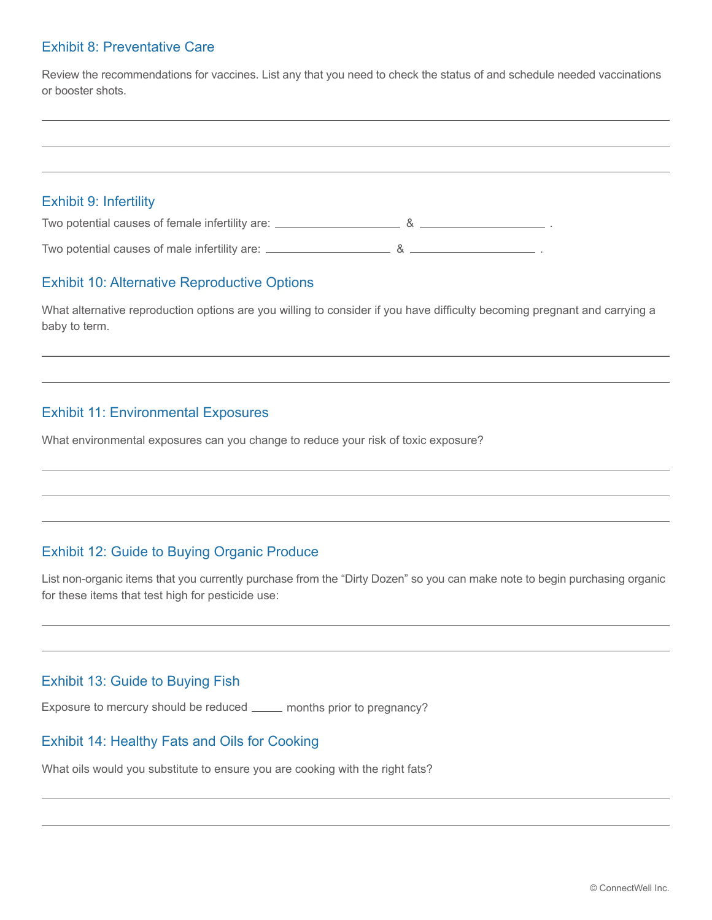## Exhibit 8: Preventative Care

Review the recommendations for vaccines. List any that you need to check the status of and schedule needed vaccinations or booster shots.

______________________________________________________________________

______________________________________________________________________

______________________________________________________________________

## Exhibit 9: Infertility

Two potential causes of female infertility are: ____________________ & ____________________ .

Two potential causes of male infertility are: ____________________ & ____________________ .

## Exhibit 10: Alternative Reproductive Options

What alternative reproduction options are you willing to consider if you have difficulty becoming pregnant and carrying a baby to term.

______________________________________________________________________

______________________________________________________________________

## Exhibit 11: Environmental Exposures

What environmental exposures can you change to reduce your risk of toxic exposure?

______________________________________________________________________

______________________________________________________________________

______________________________________________________________________

## Exhibit 12: Guide to Buying Organic Produce

List non-organic items that you currently purchase from the “Dirty Dozen” so you can make note to begin purchasing organic for these items that test high for pesticide use:

______________________________________________________________________

______________________________________________________________________

## Exhibit 13: Guide to Buying Fish

Exposure to mercury should be reduced _____ months prior to pregnancy?

## Exhibit 14: Healthy Fats and Oils for Cooking

What oils would you substitute to ensure you are cooking with the right fats?

______________________________________________________________________

______________________________________________________________________

© ConnectWell Inc.